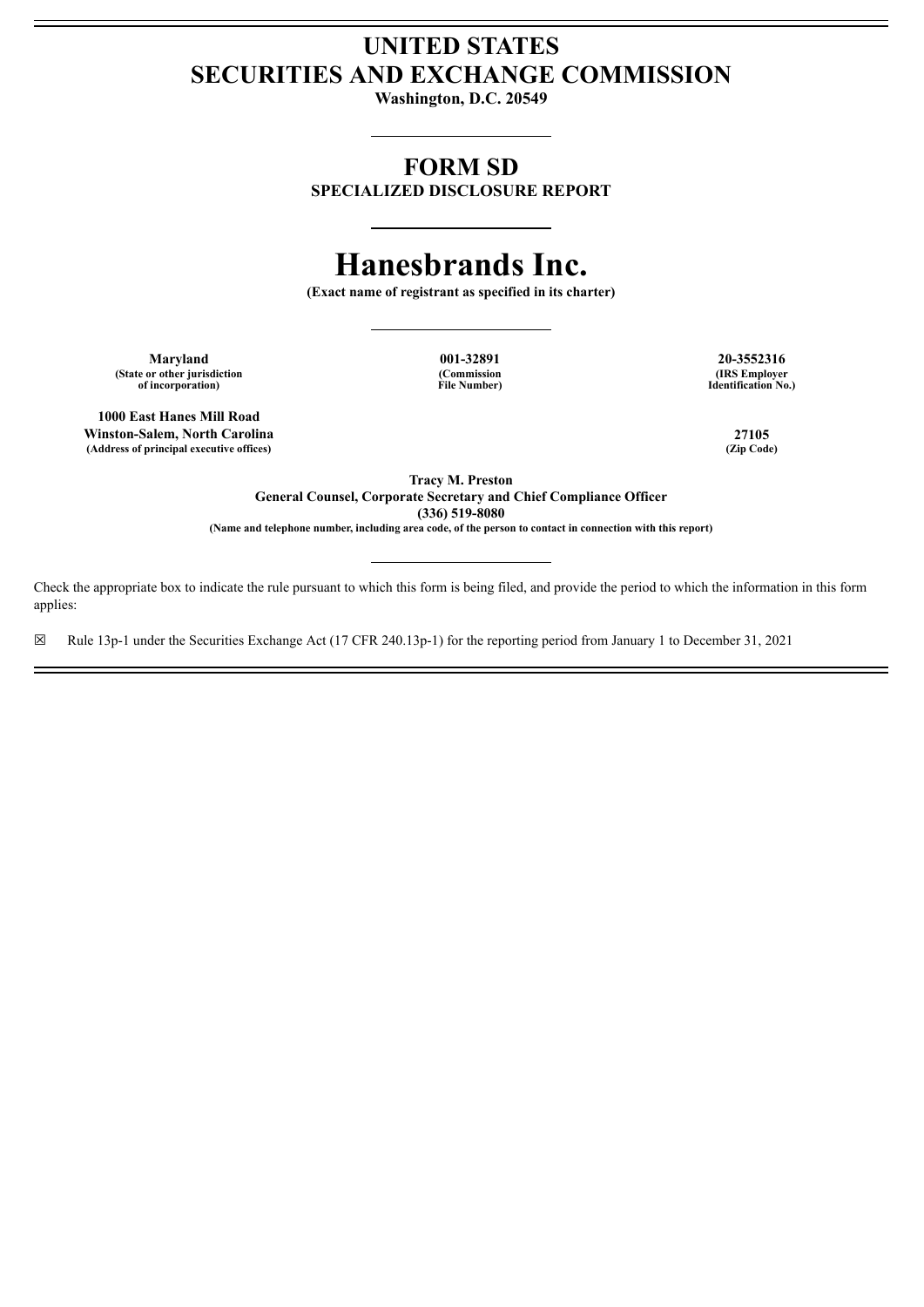# UNITED STATES
# SECURITIES AND EXCHANGE COMMISSION

**Washington, D.C. 20549**

## FORM SD

**SPECIALIZED DISCLOSURE REPORT**

# Hanesbrands Inc.

**(Exact name of registrant as specified in its charter)**

| **Maryland** | **001-32891** | **20-3552316** |
|---|---|---|
| **(State or other jurisdiction of incorporation)** | **(Commission File Number)** | **(IRS Employer Identification No.)** |

| | |
|---|---|
| **1000 East Hanes Mill Road** **Winston-Salem, North Carolina** | **27105** |
| **(Address of principal executive offices)** | **(Zip Code)** |

**Tracy M. Preston**
**General Counsel, Corporate Secretary and Chief Compliance Officer**
**(336) 519-8080**
**(Name and telephone number, including area code, of the person to contact in connection with this report)**

Check the appropriate box to indicate the rule pursuant to which this form is being filed, and provide the period to which the information in this form applies:

☒ Rule 13p-1 under the Securities Exchange Act (17 CFR 240.13p-1) for the reporting period from January 1 to December 31, 2021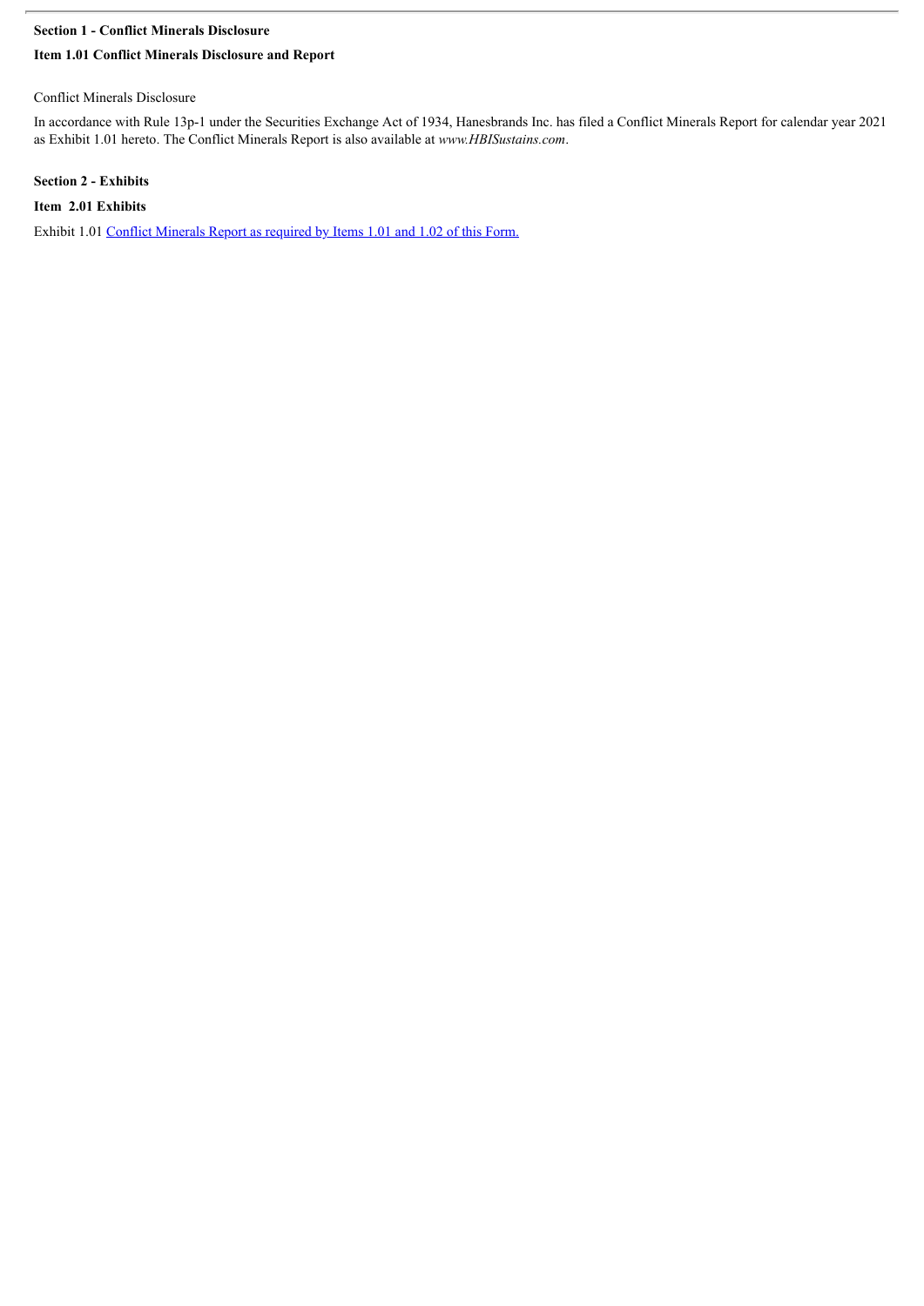**Section 1 - Conflict Minerals Disclosure**

**Item 1.01 Conflict Minerals Disclosure and Report**

Conflict Minerals Disclosure

In accordance with Rule 13p-1 under the Securities Exchange Act of 1934, Hanesbrands Inc. has filed a Conflict Minerals Report for calendar year 2021 as Exhibit 1.01 hereto. The Conflict Minerals Report is also available at *www.HBISustains.com*.

**Section 2 - Exhibits**

**Item 2.01 Exhibits**

Exhibit 1.01 Conflict Minerals Report as required by Items 1.01 and 1.02 of this Form.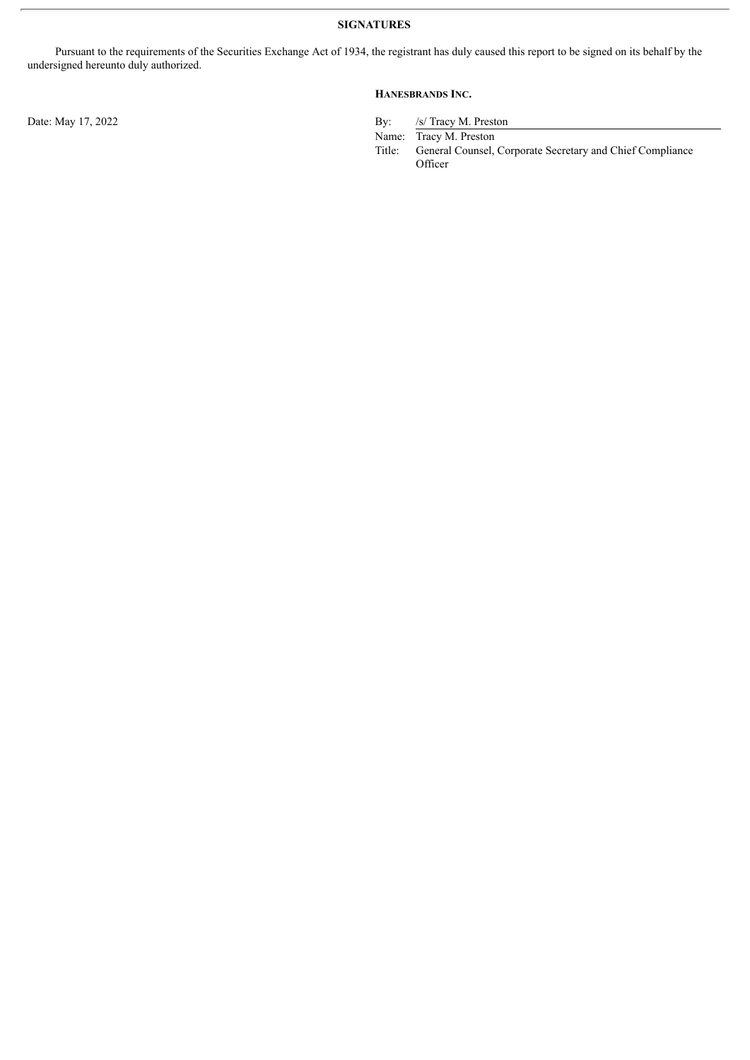## SIGNATURES

Pursuant to the requirements of the Securities Exchange Act of 1934, the registrant has duly caused this report to be signed on its behalf by the undersigned hereunto duly authorized.

**HANESBRANDS INC.**

Date: May 17, 2022

By: /s/ Tracy M. Preston
Name: Tracy M. Preston
Title: General Counsel, Corporate Secretary and Chief Compliance Officer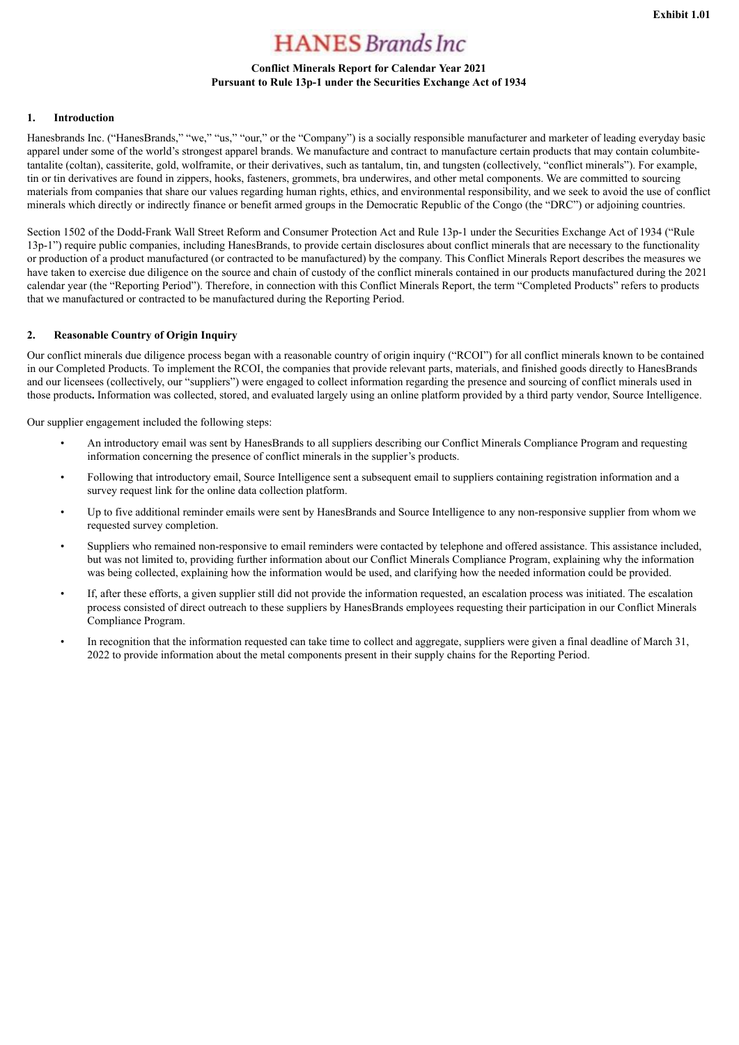Exhibit 1.01

# HANES Brands Inc

**Conflict Minerals Report for Calendar Year 2021**
**Pursuant to Rule 13p-1 under the Securities Exchange Act of 1934**

## 1. Introduction

Hanesbrands Inc. ("HanesBrands," "we," "us," "our," or the "Company") is a socially responsible manufacturer and marketer of leading everyday basic apparel under some of the world's strongest apparel brands. We manufacture and contract to manufacture certain products that may contain columbite-tantalite (coltan), cassiterite, gold, wolframite, or their derivatives, such as tantalum, tin, and tungsten (collectively, "conflict minerals"). For example, tin or tin derivatives are found in zippers, hooks, fasteners, grommets, bra underwires, and other metal components. We are committed to sourcing materials from companies that share our values regarding human rights, ethics, and environmental responsibility, and we seek to avoid the use of conflict minerals which directly or indirectly finance or benefit armed groups in the Democratic Republic of the Congo (the "DRC") or adjoining countries.

Section 1502 of the Dodd-Frank Wall Street Reform and Consumer Protection Act and Rule 13p-1 under the Securities Exchange Act of 1934 ("Rule 13p-1") require public companies, including HanesBrands, to provide certain disclosures about conflict minerals that are necessary to the functionality or production of a product manufactured (or contracted to be manufactured) by the company. This Conflict Minerals Report describes the measures we have taken to exercise due diligence on the source and chain of custody of the conflict minerals contained in our products manufactured during the 2021 calendar year (the "Reporting Period"). Therefore, in connection with this Conflict Minerals Report, the term "Completed Products" refers to products that we manufactured or contracted to be manufactured during the Reporting Period.

## 2. Reasonable Country of Origin Inquiry

Our conflict minerals due diligence process began with a reasonable country of origin inquiry ("RCOI") for all conflict minerals known to be contained in our Completed Products. To implement the RCOI, the companies that provide relevant parts, materials, and finished goods directly to HanesBrands and our licensees (collectively, our "suppliers") were engaged to collect information regarding the presence and sourcing of conflict minerals used in those products**.** Information was collected, stored, and evaluated largely using an online platform provided by a third party vendor, Source Intelligence.

Our supplier engagement included the following steps:

- An introductory email was sent by HanesBrands to all suppliers describing our Conflict Minerals Compliance Program and requesting information concerning the presence of conflict minerals in the supplier's products.
- Following that introductory email, Source Intelligence sent a subsequent email to suppliers containing registration information and a survey request link for the online data collection platform.
- Up to five additional reminder emails were sent by HanesBrands and Source Intelligence to any non-responsive supplier from whom we requested survey completion.
- Suppliers who remained non-responsive to email reminders were contacted by telephone and offered assistance. This assistance included, but was not limited to, providing further information about our Conflict Minerals Compliance Program, explaining why the information was being collected, explaining how the information would be used, and clarifying how the needed information could be provided.
- If, after these efforts, a given supplier still did not provide the information requested, an escalation process was initiated. The escalation process consisted of direct outreach to these suppliers by HanesBrands employees requesting their participation in our Conflict Minerals Compliance Program.
- In recognition that the information requested can take time to collect and aggregate, suppliers were given a final deadline of March 31, 2022 to provide information about the metal components present in their supply chains for the Reporting Period.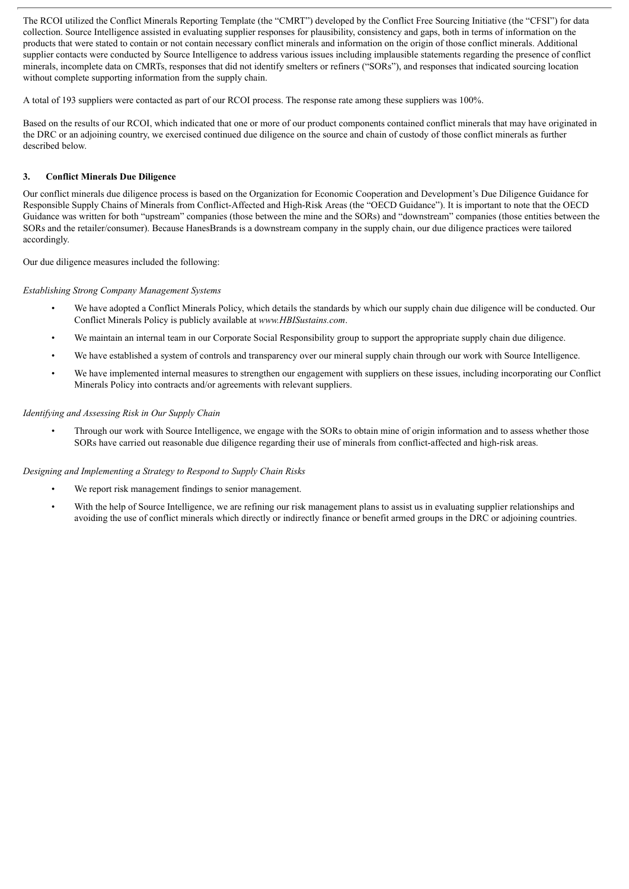The RCOI utilized the Conflict Minerals Reporting Template (the "CMRT") developed by the Conflict Free Sourcing Initiative (the "CFSI") for data collection. Source Intelligence assisted in evaluating supplier responses for plausibility, consistency and gaps, both in terms of information on the products that were stated to contain or not contain necessary conflict minerals and information on the origin of those conflict minerals. Additional supplier contacts were conducted by Source Intelligence to address various issues including implausible statements regarding the presence of conflict minerals, incomplete data on CMRTs, responses that did not identify smelters or refiners ("SORs"), and responses that indicated sourcing location without complete supporting information from the supply chain.

A total of 193 suppliers were contacted as part of our RCOI process. The response rate among these suppliers was 100%.

Based on the results of our RCOI, which indicated that one or more of our product components contained conflict minerals that may have originated in the DRC or an adjoining country, we exercised continued due diligence on the source and chain of custody of those conflict minerals as further described below.

## 3. Conflict Minerals Due Diligence

Our conflict minerals due diligence process is based on the Organization for Economic Cooperation and Development's Due Diligence Guidance for Responsible Supply Chains of Minerals from Conflict-Affected and High-Risk Areas (the "OECD Guidance"). It is important to note that the OECD Guidance was written for both "upstream" companies (those between the mine and the SORs) and "downstream" companies (those entities between the SORs and the retailer/consumer). Because HanesBrands is a downstream company in the supply chain, our due diligence practices were tailored accordingly.

Our due diligence measures included the following:

*Establishing Strong Company Management Systems*

- We have adopted a Conflict Minerals Policy, which details the standards by which our supply chain due diligence will be conducted. Our Conflict Minerals Policy is publicly available at *www.HBISustains.com*.
- We maintain an internal team in our Corporate Social Responsibility group to support the appropriate supply chain due diligence.
- We have established a system of controls and transparency over our mineral supply chain through our work with Source Intelligence.
- We have implemented internal measures to strengthen our engagement with suppliers on these issues, including incorporating our Conflict Minerals Policy into contracts and/or agreements with relevant suppliers.

*Identifying and Assessing Risk in Our Supply Chain*

- Through our work with Source Intelligence, we engage with the SORs to obtain mine of origin information and to assess whether those SORs have carried out reasonable due diligence regarding their use of minerals from conflict-affected and high-risk areas.

*Designing and Implementing a Strategy to Respond to Supply Chain Risks*

- We report risk management findings to senior management.
- With the help of Source Intelligence, we are refining our risk management plans to assist us in evaluating supplier relationships and avoiding the use of conflict minerals which directly or indirectly finance or benefit armed groups in the DRC or adjoining countries.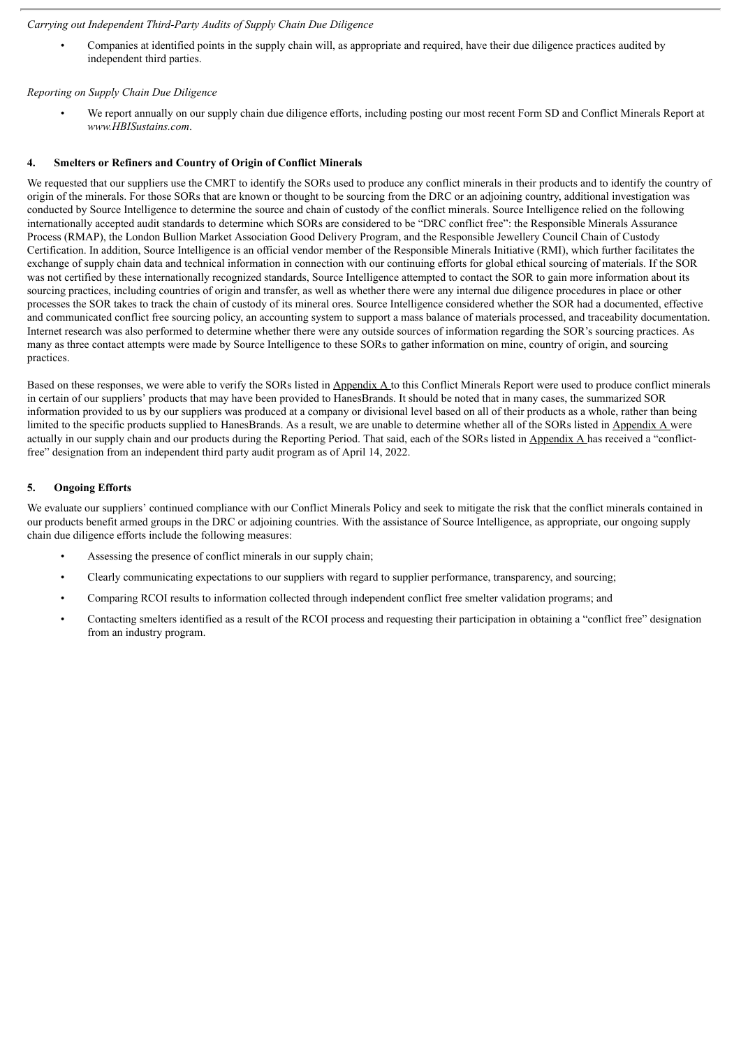*Carrying out Independent Third-Party Audits of Supply Chain Due Diligence*

- Companies at identified points in the supply chain will, as appropriate and required, have their due diligence practices audited by independent third parties.

*Reporting on Supply Chain Due Diligence*

- We report annually on our supply chain due diligence efforts, including posting our most recent Form SD and Conflict Minerals Report at *www.HBISustains.com*.

## 4. Smelters or Refiners and Country of Origin of Conflict Minerals

We requested that our suppliers use the CMRT to identify the SORs used to produce any conflict minerals in their products and to identify the country of origin of the minerals. For those SORs that are known or thought to be sourcing from the DRC or an adjoining country, additional investigation was conducted by Source Intelligence to determine the source and chain of custody of the conflict minerals. Source Intelligence relied on the following internationally accepted audit standards to determine which SORs are considered to be "DRC conflict free": the Responsible Minerals Assurance Process (RMAP), the London Bullion Market Association Good Delivery Program, and the Responsible Jewellery Council Chain of Custody Certification. In addition, Source Intelligence is an official vendor member of the Responsible Minerals Initiative (RMI), which further facilitates the exchange of supply chain data and technical information in connection with our continuing efforts for global ethical sourcing of materials. If the SOR was not certified by these internationally recognized standards, Source Intelligence attempted to contact the SOR to gain more information about its sourcing practices, including countries of origin and transfer, as well as whether there were any internal due diligence procedures in place or other processes the SOR takes to track the chain of custody of its mineral ores. Source Intelligence considered whether the SOR had a documented, effective and communicated conflict free sourcing policy, an accounting system to support a mass balance of materials processed, and traceability documentation. Internet research was also performed to determine whether there were any outside sources of information regarding the SOR's sourcing practices. As many as three contact attempts were made by Source Intelligence to these SORs to gather information on mine, country of origin, and sourcing practices.

Based on these responses, we were able to verify the SORs listed in Appendix A to this Conflict Minerals Report were used to produce conflict minerals in certain of our suppliers' products that may have been provided to HanesBrands. It should be noted that in many cases, the summarized SOR information provided to us by our suppliers was produced at a company or divisional level based on all of their products as a whole, rather than being limited to the specific products supplied to HanesBrands. As a result, we are unable to determine whether all of the SORs listed in Appendix A were actually in our supply chain and our products during the Reporting Period. That said, each of the SORs listed in Appendix A has received a "conflict-free" designation from an independent third party audit program as of April 14, 2022.

## 5. Ongoing Efforts

We evaluate our suppliers' continued compliance with our Conflict Minerals Policy and seek to mitigate the risk that the conflict minerals contained in our products benefit armed groups in the DRC or adjoining countries. With the assistance of Source Intelligence, as appropriate, our ongoing supply chain due diligence efforts include the following measures:

- Assessing the presence of conflict minerals in our supply chain;
- Clearly communicating expectations to our suppliers with regard to supplier performance, transparency, and sourcing;
- Comparing RCOI results to information collected through independent conflict free smelter validation programs; and
- Contacting smelters identified as a result of the RCOI process and requesting their participation in obtaining a "conflict free" designation from an industry program.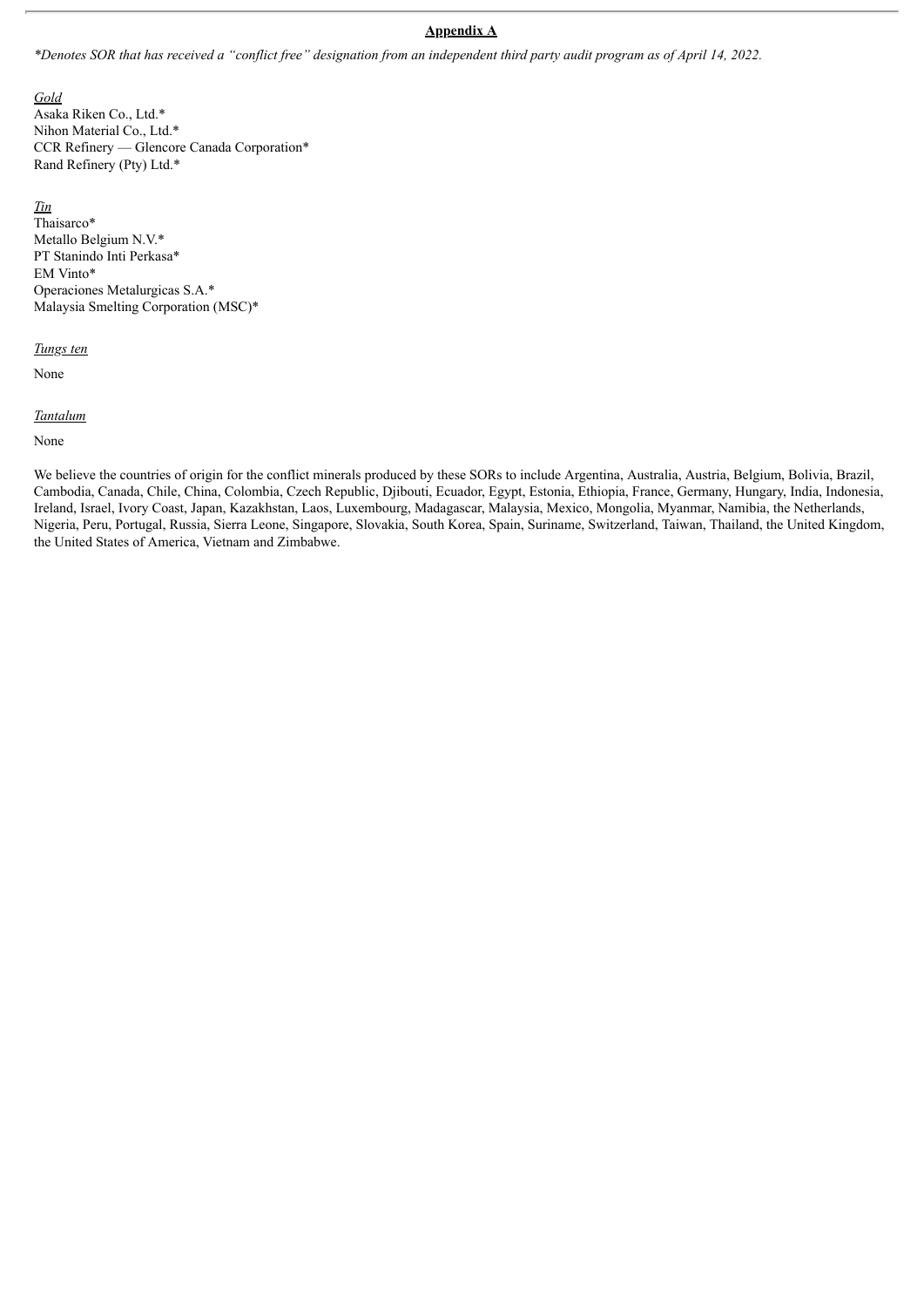**Appendix A**

*\*Denotes SOR that has received a "conflict free" designation from an independent third party audit program as of April 14, 2022.*

*Gold*

Asaka Riken Co., Ltd.*
Nihon Material Co., Ltd.*
CCR Refinery — Glencore Canada Corporation*
Rand Refinery (Pty) Ltd.*

*Tin*

Thaisarco*
Metallo Belgium N.V.*
PT Stanindo Inti Perkasa*
EM Vinto*
Operaciones Metalurgicas S.A.*
Malaysia Smelting Corporation (MSC)*

*Tungs ten*

None

*Tantalum*

None

We believe the countries of origin for the conflict minerals produced by these SORs to include Argentina, Australia, Austria, Belgium, Bolivia, Brazil, Cambodia, Canada, Chile, China, Colombia, Czech Republic, Djibouti, Ecuador, Egypt, Estonia, Ethiopia, France, Germany, Hungary, India, Indonesia, Ireland, Israel, Ivory Coast, Japan, Kazakhstan, Laos, Luxembourg, Madagascar, Malaysia, Mexico, Mongolia, Myanmar, Namibia, the Netherlands, Nigeria, Peru, Portugal, Russia, Sierra Leone, Singapore, Slovakia, South Korea, Spain, Suriname, Switzerland, Taiwan, Thailand, the United Kingdom, the United States of America, Vietnam and Zimbabwe.